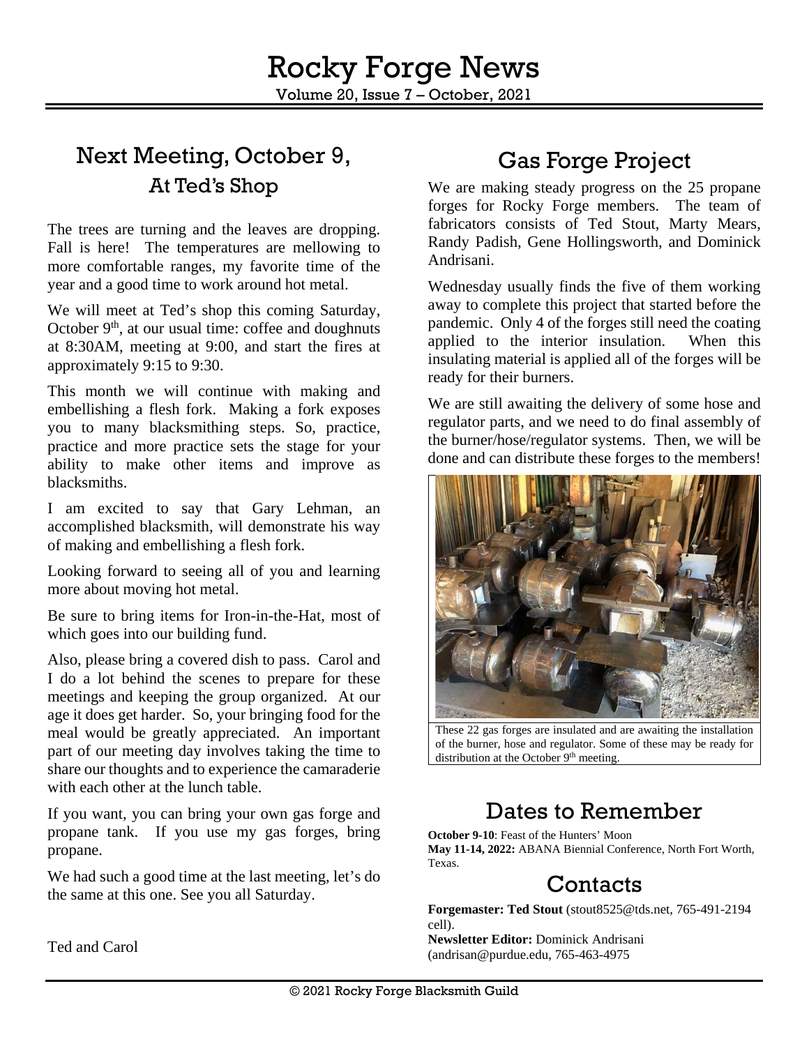# Rocky Forge News

Volume 20, Issue 7 – October, 2021

## Next Meeting, October 9, At Ted's Shop

The trees are turning and the leaves are dropping. Fall is here! The temperatures are mellowing to more comfortable ranges, my favorite time of the year and a good time to work around hot metal.

We will meet at Ted's shop this coming Saturday, October 9th, at our usual time: coffee and doughnuts at 8:30AM, meeting at 9:00, and start the fires at approximately 9:15 to 9:30.

This month we will continue with making and embellishing a flesh fork. Making a fork exposes you to many blacksmithing steps. So, practice, practice and more practice sets the stage for your ability to make other items and improve as blacksmiths.

I am excited to say that Gary Lehman, an accomplished blacksmith, will demonstrate his way of making and embellishing a flesh fork.

Looking forward to seeing all of you and learning more about moving hot metal.

Be sure to bring items for Iron-in-the-Hat, most of which goes into our building fund.

Also, please bring a covered dish to pass. Carol and I do a lot behind the scenes to prepare for these meetings and keeping the group organized. At our age it does get harder. So, your bringing food for the meal would be greatly appreciated. An important part of our meeting day involves taking the time to share our thoughts and to experience the camaraderie with each other at the lunch table.

If you want, you can bring your own gas forge and propane tank. If you use my gas forges, bring propane.

We had such a good time at the last meeting, let's do the same at this one. See you all Saturday.

Ted and Carol

## Gas Forge Project

We are making steady progress on the 25 propane forges for Rocky Forge members. The team of fabricators consists of Ted Stout, Marty Mears, Randy Padish, Gene Hollingsworth, and Dominick Andrisani.

Wednesday usually finds the five of them working away to complete this project that started before the pandemic. Only 4 of the forges still need the coating applied to the interior insulation. When this insulating material is applied all of the forges will be ready for their burners.

We are still awaiting the delivery of some hose and regulator parts, and we need to do final assembly of the burner/hose/regulator systems. Then, we will be done and can distribute these forges to the members!

These 22 gas forges are insulated and are awaiting the installation of the burner, hose and regulator. Some of these may be ready for distribution at the October 9th meeting.

## Dates to Remember

**October 9-10**: Feast of the Hunters' Moon
**May 11-14, 2022:** ABANA Biennial Conference, North Fort Worth, Texas.

## Contacts

**Forgemaster: Ted Stout** (stout8525@tds.net, 765-491-2194 cell).
**Newsletter Editor:** Dominick Andrisani (andrisan@purdue.edu, 765-463-4975

© 2021 Rocky Forge Blacksmith Guild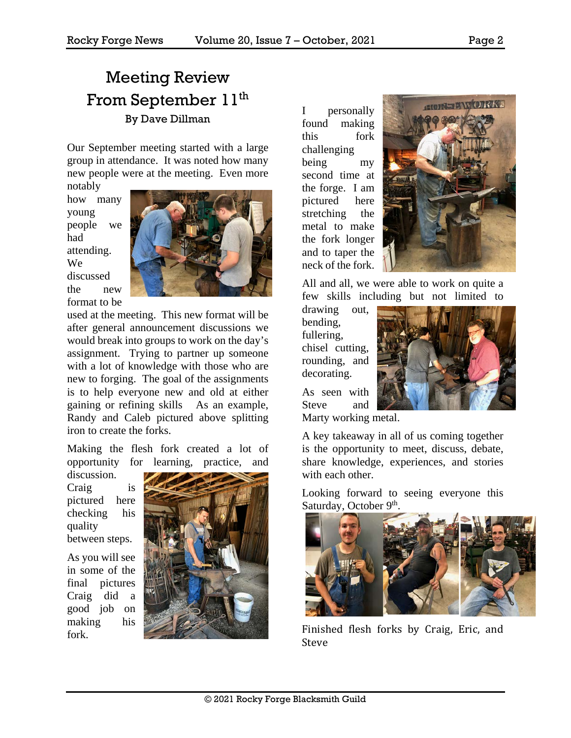# Meeting Review From September 11th

By Dave Dillman

Our September meeting started with a large group in attendance. It was noted how many new people were at the meeting. Even more notably how many young people we had attending. We discussed the new format to be used at the meeting. This new format will be after general announcement discussions we would break into groups to work on the day's assignment. Trying to partner up someone with a lot of knowledge with those who are new to forging. The goal of the assignments is to help everyone new and old at either gaining or refining skills As an example, Randy and Caleb pictured above splitting iron to create the forks.

Making the flesh fork created a lot of opportunity for learning, practice, and discussion. Craig is pictured here checking his quality between steps.

As you will see in some of the final pictures Craig did a good job on making his fork.

I personally found making this fork challenging being my second time at the forge. I am pictured here stretching the metal to make the fork longer and to taper the neck of the fork.

All and all, we were able to work on quite a few skills including but not limited to drawing out, bending, fullering, chisel cutting, rounding, and decorating.

As seen with Steve and Marty working metal.

A key takeaway in all of us coming together is the opportunity to meet, discuss, debate, share knowledge, experiences, and stories with each other.

Looking forward to seeing everyone this Saturday, October 9th.

Finished flesh forks by Craig, Eric, and Steve